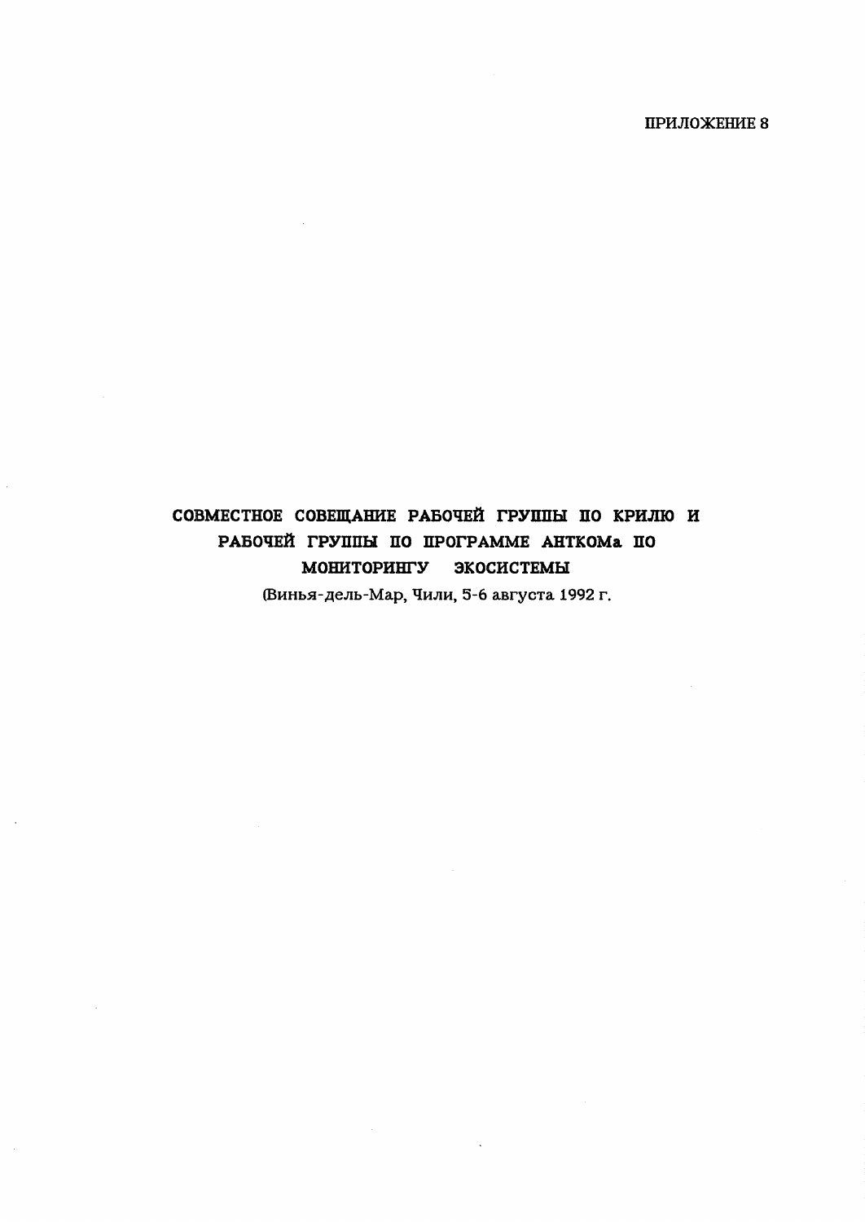ПРИЛОЖЕНИЕ 8

# СОВМЕСТНОЕ СОВЕЩАНИЕ РАБОЧЕЙ ГРУППЫ ПО КРИЛЮ И РАБОЧЕЙ ГРУППЫ ПО ПРОГРАММЕ АНТКОМа ПО МОНИТОРИНГУ ЭКОСИСТЕМЫ

(Винья-дель-Мар, Чили, 5-6 августа 1992 г.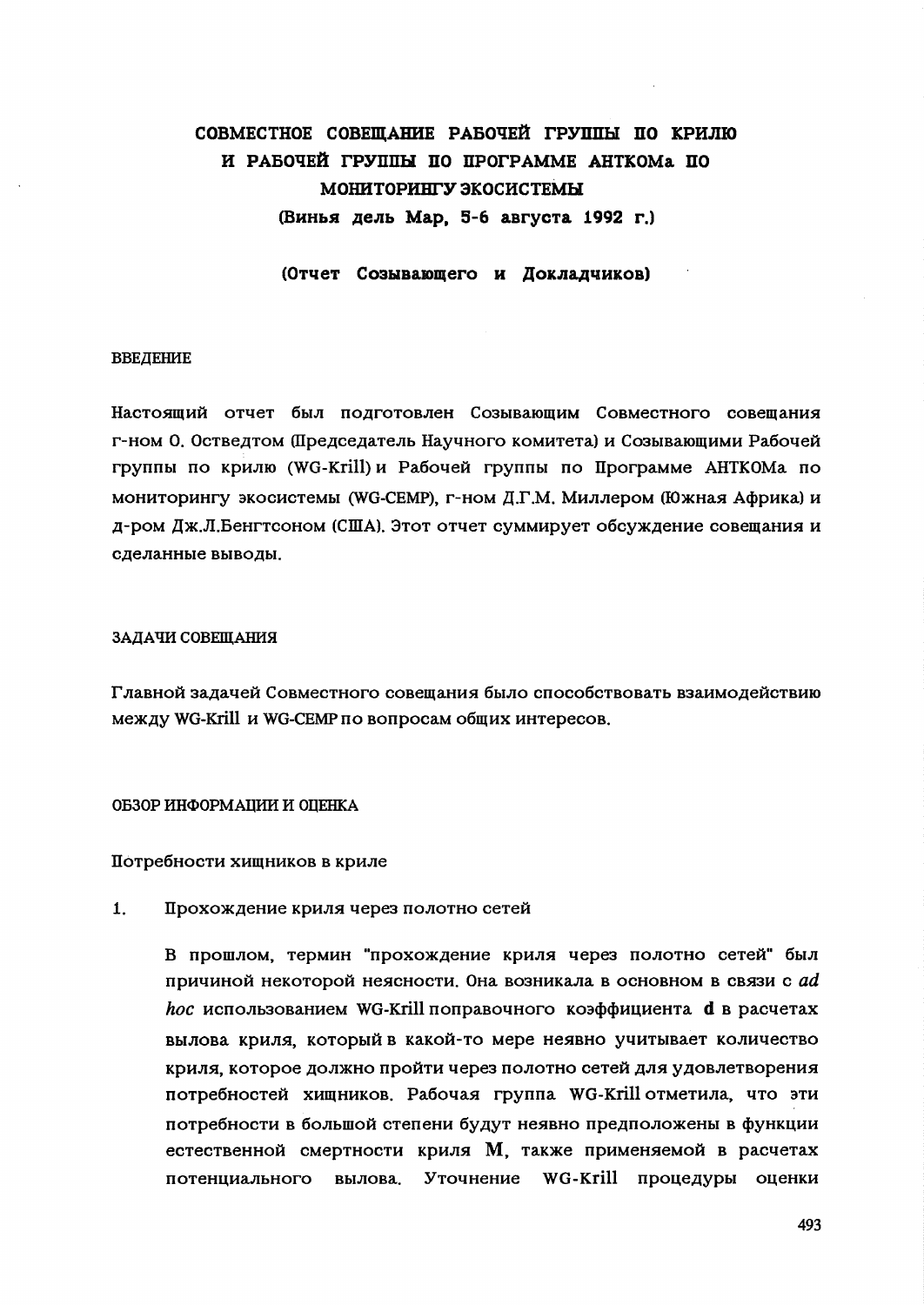# СОВМЕСТНОЕ СОВЕЩАНИЕ РАБОЧЕЙ ГРУППЫ ПО КРИЛЮ И РАБОЧЕЙ ГРУППЫ ПО ПРОГРАММЕ АНТКОМа ПО МОНИТОРИНГУ ЭКОСИСТЕМЫ

**(Винья дель Мар, 5-6 августа 1992 г.)**

**(Отчет Созывающего и Докладчиков)**

## ВВЕДЕНИЕ

Настоящий отчет был подготовлен Созывающим Совместного совещания г-ном О. Остведтом (Председатель Научного комитета) и Созывающими Рабочей группы по крилю (WG-Krill) и Рабочей группы по Программе АНТКОМа по мониторингу экосистемы (WG-CEMP), г-ном Д.Г.М. Миллером (Южная Африка) и д-ром Дж.Л.Бенгтсоном (США). Этот отчет суммирует обсуждение совещания и сделанные выводы.

## ЗАДАЧИ СОВЕЩАНИЯ

Главной задачей Совместного совещания было способствовать взаимодействию между WG-Krill и WG-CEMP по вопросам общих интересов.

## ОБЗОР ИНФОРМАЦИИ И ОЦЕНКА

### Потребности хищников в криле

1. Прохождение криля через полотно сетей

   В прошлом, термин "прохождение криля через полотно сетей" был причиной некоторой неясности. Она возникала в основном в связи с *ad hoc* использованием WG-Krill поправочного коэффициента **d** в расчетах вылова криля, который в какой-то мере неявно учитывает количество криля, которое должно пройти через полотно сетей для удовлетворения потребностей хищников. Рабочая группа WG-Krill отметила, что эти потребности в большой степени будут неявно предположены в функции естественной смертности криля **M**, также применяемой в расчетах потенциального вылова. Уточнение WG-Krill процедуры оценки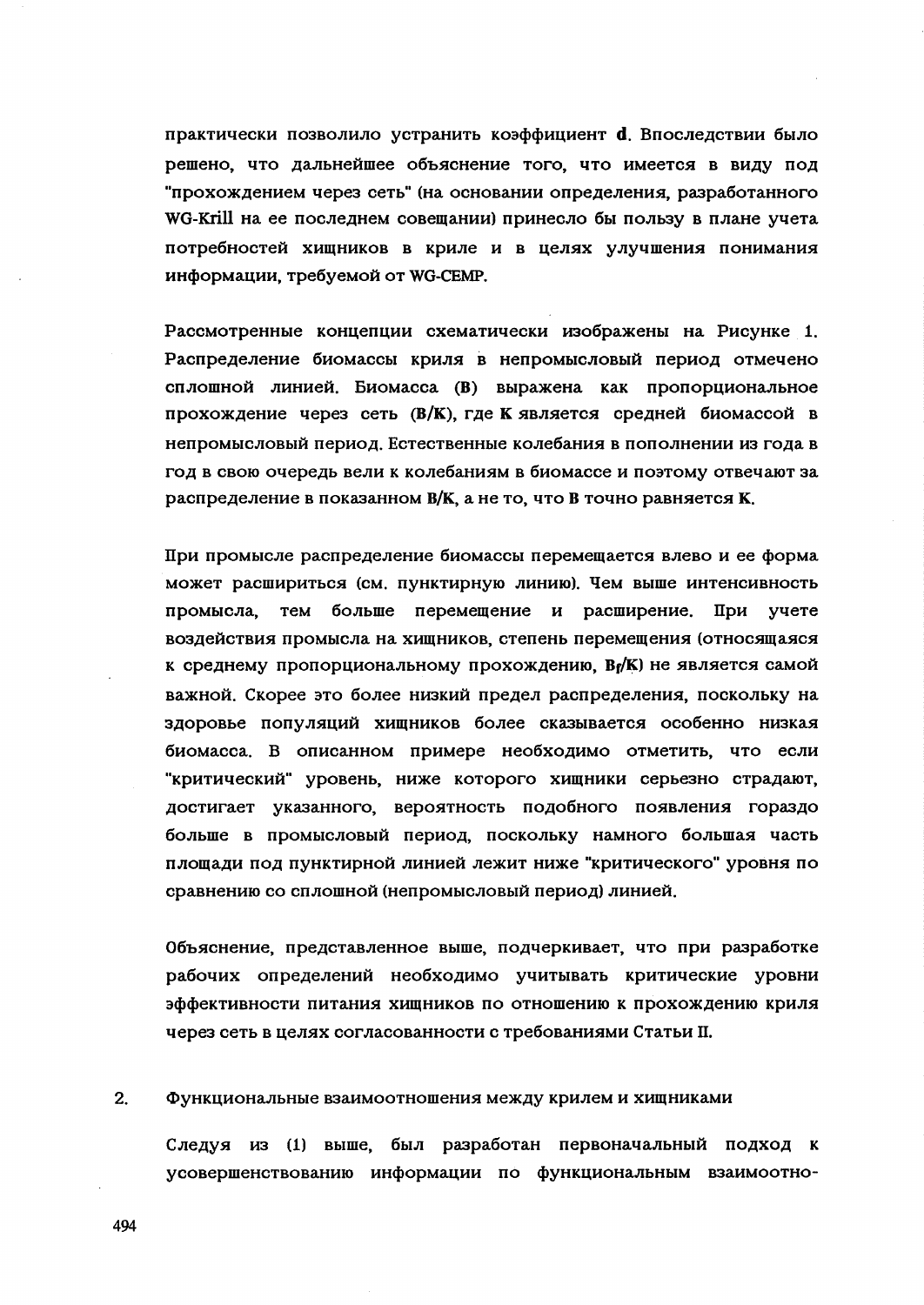практически позволило устранить коэффициент **d**. Впоследствии было решено, что дальнейшее объяснение того, что имеется в виду под "прохождением через сеть" (на основании определения, разработанного WG-Krill на ее последнем совещании) принесло бы пользу в плане учета потребностей хищников в криле и в целях улучшения понимания информации, требуемой от WG-CEMP.

Рассмотренные концепции схематически изображены на Рисунке 1. Распределение биомассы криля в непромысловый период отмечено сплошной линией. Биомасса (**B**) выражена как пропорциональное прохождение через сеть (**B/K**), где **K** является средней биомассой в непромысловый период. Естественные колебания в пополнении из года в год в свою очередь вели к колебаниям в биомассе и поэтому отвечают за распределение в показанном **B/K**, а не то, что **B** точно равняется **K**.

При промысле распределение биомассы перемещается влево и ее форма может расшириться (см. пунктирную линию). Чем выше интенсивность промысла, тем больше перемещение и расширение. При учете воздействия промысла на хищников, степень перемещения (относящаяся к среднему пропорциональному прохождению, $B_f/K$) не является самой важной. Скорее это более низкий предел распределения, поскольку на здоровье популяций хищников более сказывается особенно низкая биомасса. В описанном примере необходимо отметить, что если "критический" уровень, ниже которого хищники серьезно страдают, достигает указанного, вероятность подобного появления гораздо больше в промысловый период, поскольку намного большая часть площади под пунктирной линией лежит ниже "критического" уровня по сравнению со сплошной (непромысловый период) линией.

Объяснение, представленное выше, подчеркивает, что при разработке рабочих определений необходимо учитывать критические уровни эффективности питания хищников по отношению к прохождению криля через сеть в целях согласованности с требованиями Статьи II.

## 2. Функциональные взаимоотношения между крилем и хищниками

Следуя из (1) выше, был разработан первоначальный подход к усовершенствованию информации по функциональным взаимоотно-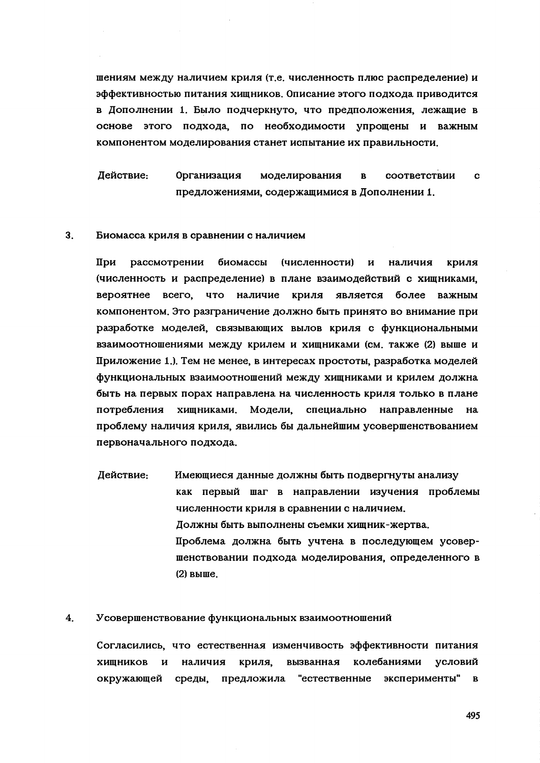шениям между наличием криля (т.е. численность плюс распределение) и эффективностью питания хищников. Описание этого подхода приводится в Дополнении 1. Было подчеркнуто, что предположения, лежащие в основе этого подхода, по необходимости упрощены и важным компонентом моделирования станет испытание их правильности.

Действие: Организация моделирования в соответствии с предложениями, содержащимися в Дополнении 1.

3. Биомасса криля в сравнении с наличием

При рассмотрении биомассы (численности) и наличия криля (численность и распределение) в плане взаимодействий с хищниками, вероятнее всего, что наличие криля является более важным компонентом. Это разграничение должно быть принято во внимание при разработке моделей, связывающих вылов криля с функциональными взаимоотношениями между крилем и хищниками (см. также (2) выше и Приложение 1.). Тем не менее, в интересах простоты, разработка моделей функциональных взаимоотношений между хищниками и крилем должна быть на первых порах направлена на численность криля только в плане потребления хищниками. Модели, специально направленные на проблему наличия криля, явились бы дальнейшим усовершенствованием первоначального подхода.

Действие: Имеющиеся данные должны быть подвергнуты анализу как первый шаг в направлении изучения проблемы численности криля в сравнении с наличием.
Должны быть выполнены съемки хищник-жертва.
Проблема должна быть учтена в последующем усовершенствовании подхода моделирования, определенного в (2) выше.

4. Усовершенствование функциональных взаимоотношений

Согласились, что естественная изменчивость эффективности питания хищников и наличия криля, вызванная колебаниями условий окружающей среды, предложила "естественные эксперименты" в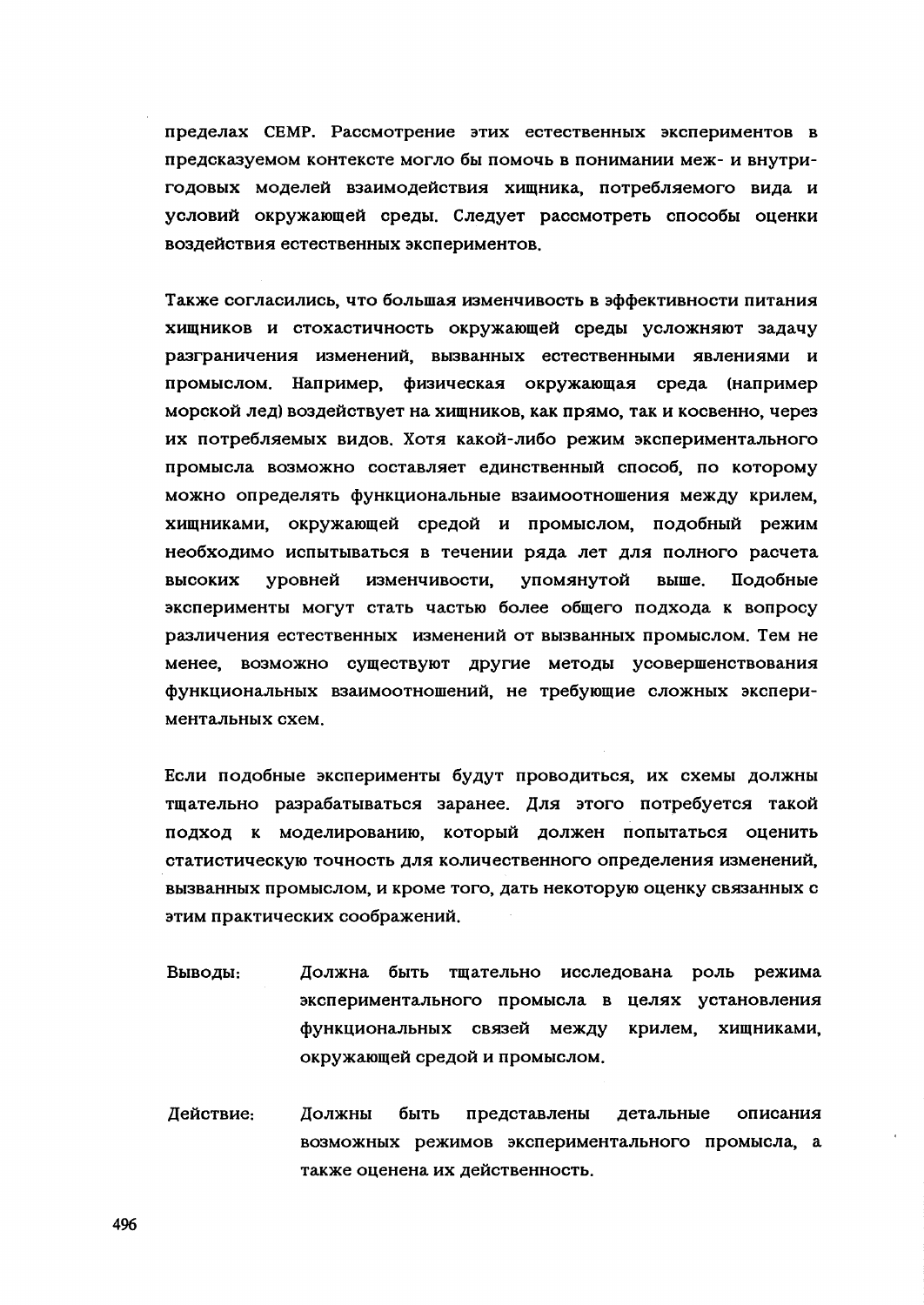пределах СЕМР. Рассмотрение этих естественных экспериментов в предсказуемом контексте могло бы помочь в понимании меж- и внутригодовых моделей взаимодействия хищника, потребляемого вида и условий окружающей среды. Следует рассмотреть способы оценки воздействия естественных экспериментов.

Также согласились, что большая изменчивость в эффективности питания хищников и стохастичность окружающей среды усложняют задачу разграничения изменений, вызванных естественными явлениями и промыслом. Например, физическая окружающая среда (например морской лед) воздействует на хищников, как прямо, так и косвенно, через их потребляемых видов. Хотя какой-либо режим экспериментального промысла возможно составляет единственный способ, по которому можно определять функциональные взаимоотношения между крилем, хищниками, окружающей средой и промыслом, подобный режим необходимо испытываться в течении ряда лет для полного расчета высоких уровней изменчивости, упомянутой выше. Подобные эксперименты могут стать частью более общего подхода к вопросу различения естественных изменений от вызванных промыслом. Тем не менее, возможно существуют другие методы усовершенствования функциональных взаимоотношений, не требующие сложных экспериментальных схем.

Если подобные эксперименты будут проводиться, их схемы должны тщательно разрабатываться заранее. Для этого потребуется такой подход к моделированию, который должен попытаться оценить статистическую точность для количественного определения изменений, вызванных промыслом, и кроме того, дать некоторую оценку связанных с этим практических соображений.

Выводы: Должна быть тщательно исследована роль режима экспериментального промысла в целях установления функциональных связей между крилем, хищниками, окружающей средой и промыслом.

Действие: Должны быть представлены детальные описания возможных режимов экспериментального промысла, а также оценена их действенность.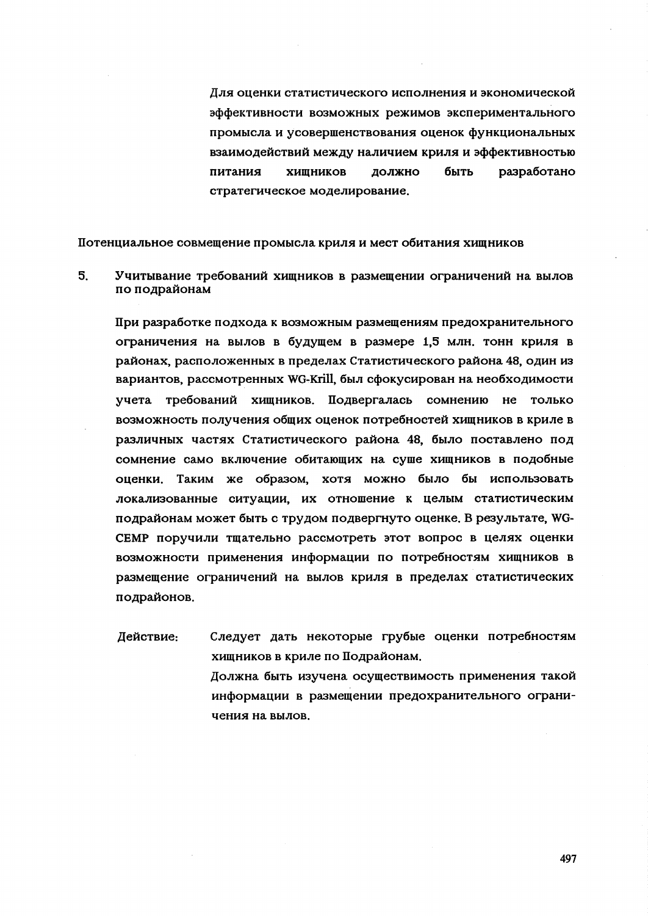Для оценки статистического исполнения и экономической эффективности возможных режимов экспериментального промысла и усовершенствования оценок функциональных взаимодействий между наличием криля и эффективностью питания хищников должно быть разработано стратегическое моделирование.

## Потенциальное совмещение промысла криля и мест обитания хищников

### 5. Учитывание требований хищников в размещении ограничений на вылов по подрайонам

При разработке подхода к возможным размещениям предохранительного ограничения на вылов в будущем в размере 1,5 млн. тонн криля в районах, расположенных в пределах Статистического района 48, один из вариантов, рассмотренных WG-Krill, был сфокусирован на необходимости учета требований хищников. Подвергалась сомнению не только возможность получения общих оценок потребностей хищников в криле в различных частях Статистического района 48, было поставлено под сомнение само включение обитающих на суше хищников в подобные оценки. Таким же образом, хотя можно было бы использовать локализованные ситуации, их отношение к целым статистическим подрайонам может быть с трудом подвергнуто оценке. В результате, WG-CEMP поручили тщательно рассмотреть этот вопрос в целях оценки возможности применения информации по потребностям хищников в размещение ограничений на вылов криля в пределах статистических подрайонов.

Действие: Следует дать некоторые грубые оценки потребностям хищников в криле по Подрайонам.

Должна быть изучена осуществимость применения такой информации в размещении предохранительного ограничения на вылов.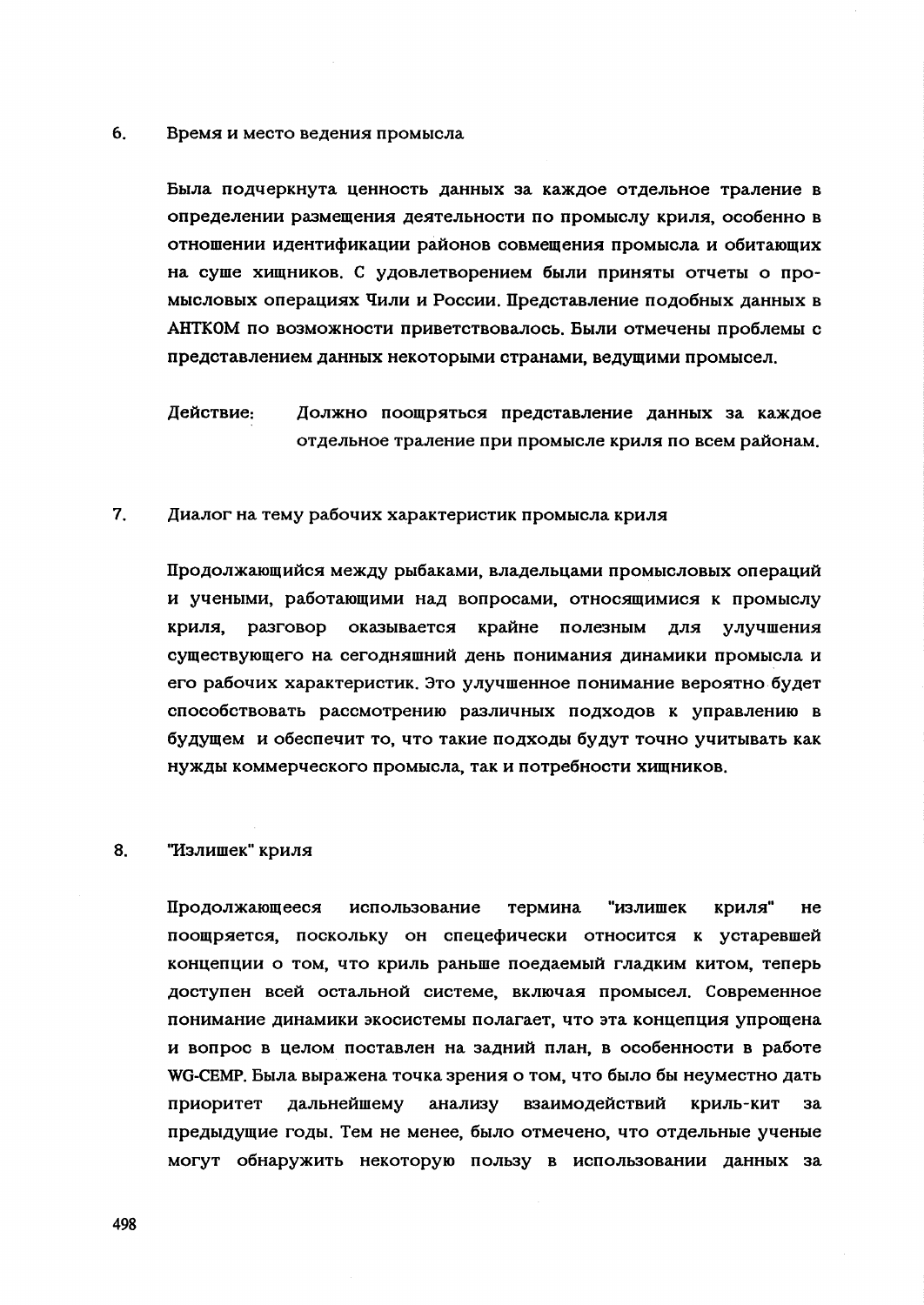6. Время и место ведения промысла

Была подчеркнута ценность данных за каждое отдельное траление в определении размещения деятельности по промыслу криля, особенно в отношении идентификации районов совмещения промысла и обитающих на суше хищников. С удовлетворением были приняты отчеты о промысловых операциях Чили и России. Представление подобных данных в АНТКОМ по возможности приветствовалось. Были отмечены проблемы с представлением данных некоторыми странами, ведущими промысел.

Действие: Должно поощряться представление данных за каждое отдельное траление при промысле криля по всем районам.

7. Диалог на тему рабочих характеристик промысла криля

Продолжающийся между рыбаками, владельцами промысловых операций и учеными, работающими над вопросами, относящимися к промыслу криля, разговор оказывается крайне полезным для улучшения существующего на сегодняшний день понимания динамики промысла и его рабочих характеристик. Это улучшенное понимание вероятно будет способствовать рассмотрению различных подходов к управлению в будущем и обеспечит то, что такие подходы будут точно учитывать как нужды коммерческого промысла, так и потребности хищников.

8. "Излишек" криля

Продолжающееся использование термина "излишек криля" не поощряется, поскольку он спецефически относится к устаревшей концепции о том, что криль раньше поедаемый гладким китом, теперь доступен всей остальной системе, включая промысел. Современное понимание динамики экосистемы полагает, что эта концепция упрощена и вопрос в целом поставлен на задний план, в особенности в работе WG-CEMP. Была выражена точка зрения о том, что было бы неуместно дать приоритет дальнейшему анализу взаимодействий криль-кит за предыдущие годы. Тем не менее, было отмечено, что отдельные ученые могут обнаружить некоторую пользу в использовании данных за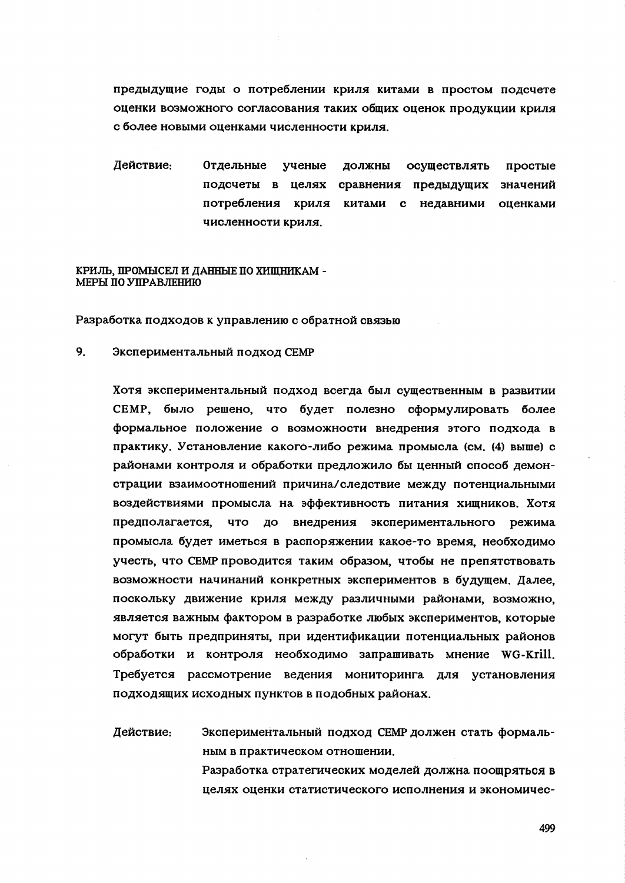предыдущие годы о потреблении криля китами в простом подсчете оценки возможного согласования таких общих оценок продукции криля с более новыми оценками численности криля.

Действие: Отдельные ученые должны осуществлять простые подсчеты в целях сравнения предыдущих значений потребления криля китами с недавними оценками численности криля.

## КРИЛЬ, ПРОМЫСЕЛ И ДАННЫЕ ПО ХИЩНИКАМ - МЕРЫ ПО УПРАВЛЕНИЮ

### Разработка подходов к управлению с обратной связью

#### 9. Экспериментальный подход СЕМР

Хотя экспериментальный подход всегда был существенным в развитии СЕМР, было решено, что будет полезно сформулировать более формальное положение о возможности внедрения этого подхода в практику. Установление какого-либо режима промысла (см. (4) выше) с районами контроля и обработки предложило бы ценный способ демонстрации взаимоотношений причина/следствие между потенциальными воздействиями промысла на эффективность питания хищников. Хотя предполагается, что до внедрения экспериментального режима промысла будет иметься в распоряжении какое-то время, необходимо учесть, что СЕМР проводится таким образом, чтобы не препятствовать возможности начинаний конкретных экспериментов в будущем. Далее, поскольку движение криля между различными районами, возможно, является важным фактором в разработке любых экспериментов, которые могут быть предприняты, при идентификации потенциальных районов обработки и контроля необходимо запрашивать мнение WG-Krill. Требуется рассмотрение ведения мониторинга для установления подходящих исходных пунктов в подобных районах.

Действие: Экспериментальный подход СЕМР должен стать формальным в практическом отношении.
Разработка стратегических моделей должна поощряться в целях оценки статистического исполнения и экономичес-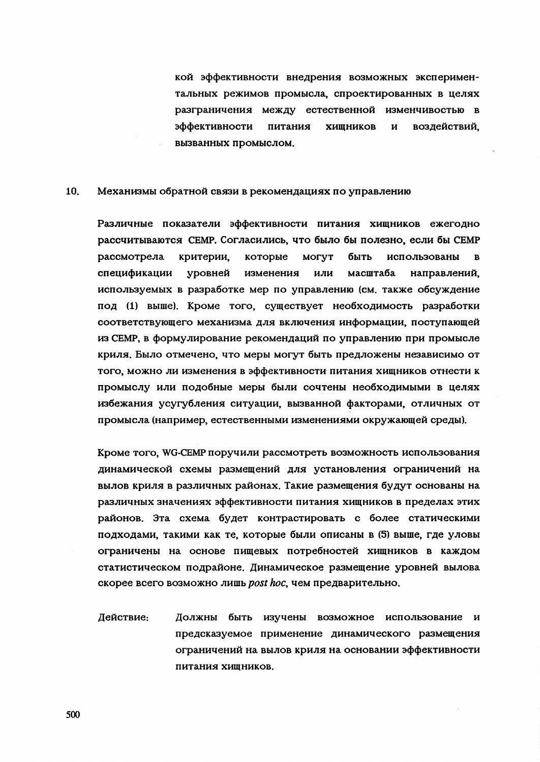кой эффективности внедрения возможных экспериментальных режимов промысла, спроектированных в целях разграничения между естественной изменчивостью в эффективности питания хищников и воздействий, вызванных промыслом.

## 10. Механизмы обратной связи в рекомендациях по управлению

Различные показатели эффективности питания хищников ежегодно рассчитываются CEMP. Согласились, что было бы полезно, если бы CEMP рассмотрела критерии, которые могут быть использованы в спецификации уровней изменения или масштаба направлений, используемых в разработке мер по управлению (см. также обсуждение под (1) выше). Кроме того, существует необходимость разработки соответствующего механизма для включения информации, поступающей из CEMP, в формулирование рекомендаций по управлению при промысле криля. Было отмечено, что меры могут быть предложены независимо от того, можно ли изменения в эффективности питания хищников отнести к промыслу или подобные меры были сочтены необходимыми в целях избежания усугубления ситуации, вызванной факторами, отличных от промысла (например, естественными изменениями окружающей среды).

Кроме того, WG-CEMP поручили рассмотреть возможность использования динамической схемы размещений для установления ограничений на вылов криля в различных районах. Такие размещения будут основаны на различных значениях эффективности питания хищников в пределах этих районов. Эта схема будет контрастировать с более статическими подходами, такими как те, которые были описаны в (5) выше, где уловы ограничены на основе пищевых потребностей хищников в каждом статистическом подрайоне. Динамическое размещение уровней вылова скорее всего возможно лишь *post hoc*, чем предварительно.

Действие: Должны быть изучены возможное использование и предсказуемое применение динамического размещения ограничений на вылов криля на основании эффективности питания хищников.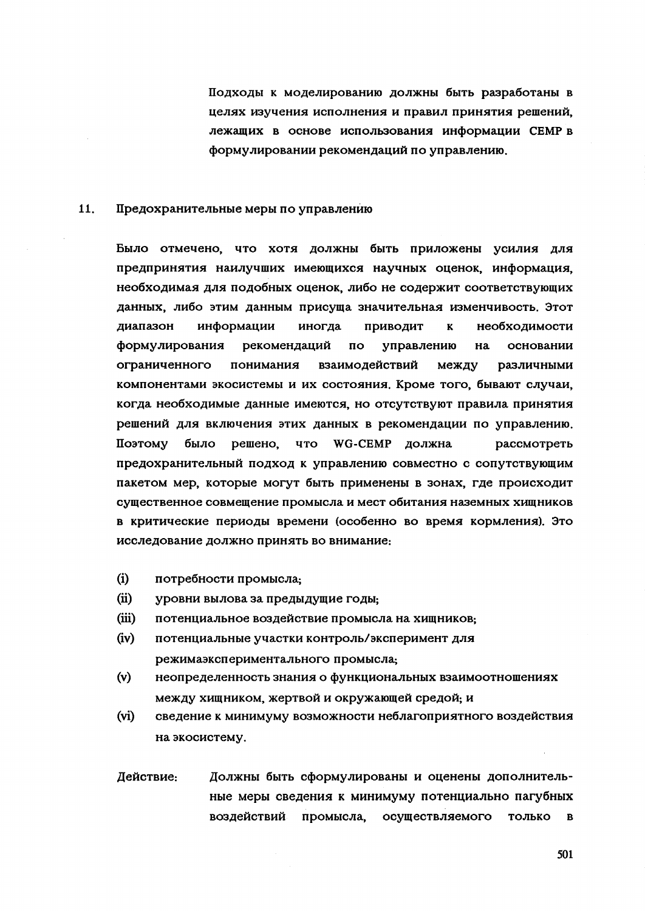Подходы к моделированию должны быть разработаны в целях изучения исполнения и правил принятия решений, лежащих в основе использования информации СЕМР в формулировании рекомендаций по управлению.

## 11. Предохранительные меры по управлению

Было отмечено, что хотя должны быть приложены усилия для предпринятия наилучших имеющихся научных оценок, информация, необходимая для подобных оценок, либо не содержит соответствующих данных, либо этим данным присуща значительная изменчивость. Этот диапазон информации иногда приводит к необходимости формулирования рекомендаций по управлению на основании ограниченного понимания взаимодействий между различными компонентами экосистемы и их состояния. Кроме того, бывают случаи, когда необходимые данные имеются, но отсутствуют правила принятия решений для включения этих данных в рекомендации по управлению. Поэтому было решено, что WG-CEMP должна рассмотреть предохранительный подход к управлению совместно с сопутствующим пакетом мер, которые могут быть применены в зонах, где происходит существенное совмещение промысла и мест обитания наземных хищников в критические периоды времени (особенно во время кормления). Это исследование должно принять во внимание:

(i) потребности промысла;

(ii) уровни вылова за предыдущие годы;

(iii) потенциальное воздействие промысла на хищников;

(iv) потенциальные участки контроль/эксперимент для режимаэкспериментального промысла;

(v) неопределенность знания о функциональных взаимоотношениях между хищником, жертвой и окружающей средой; и

(vi) сведение к минимуму возможности неблагоприятного воздействия на экосистему.

Действие: Должны быть сформулированы и оценены дополнительные меры сведения к минимуму потенциально пагубных воздействий промысла, осуществляемого только в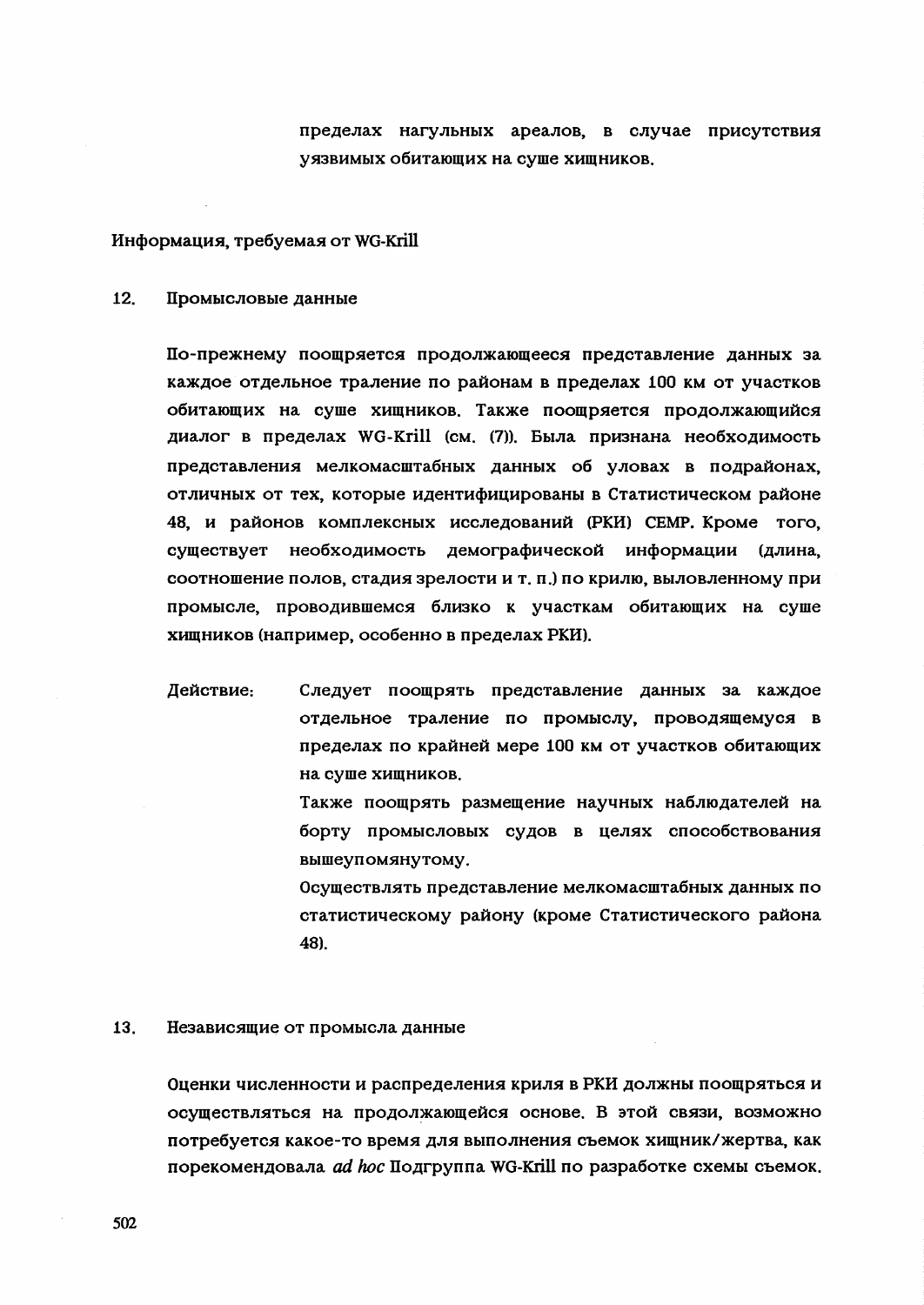пределах нагульных ареалов, в случае присутствия уязвимых обитающих на суше хищников.

Информация, требуемая от WG-Krill

12. Промысловые данные

По-прежнему поощряется продолжающееся представление данных за каждое отдельное траление по районам в пределах 100 км от участков обитающих на суше хищников. Также поощряется продолжающийся диалог в пределах WG-Krill (см. (7)). Была признана необходимость представления мелкомасштабных данных об уловах в подрайонах, отличных от тех, которые идентифицированы в Статистическом районе 48, и районов комплексных исследований (РКИ) CEMP. Кроме того, существует необходимость демографической информации (длина, соотношение полов, стадия зрелости и т. п.) по крилю, выловленному при промысле, проводившемся близко к участкам обитающих на суше хищников (например, особенно в пределах РКИ).

Действие: Следует поощрять представление данных за каждое отдельное траление по промыслу, проводящемуся в пределах по крайней мере 100 км от участков обитающих на суше хищников.

Также поощрять размещение научных наблюдателей на борту промысловых судов в целях способствования вышеупомянутому.

Осуществлять представление мелкомасштабных данных по статистическому району (кроме Статистического района 48).

13. Независящие от промысла данные

Оценки численности и распределения криля в РКИ должны поощряться и осуществляться на продолжающейся основе. В этой связи, возможно потребуется какое-то время для выполнения съемок хищник/жертва, как порекомендовала *ad hoc* Подгруппа WG-Krill по разработке схемы съемок.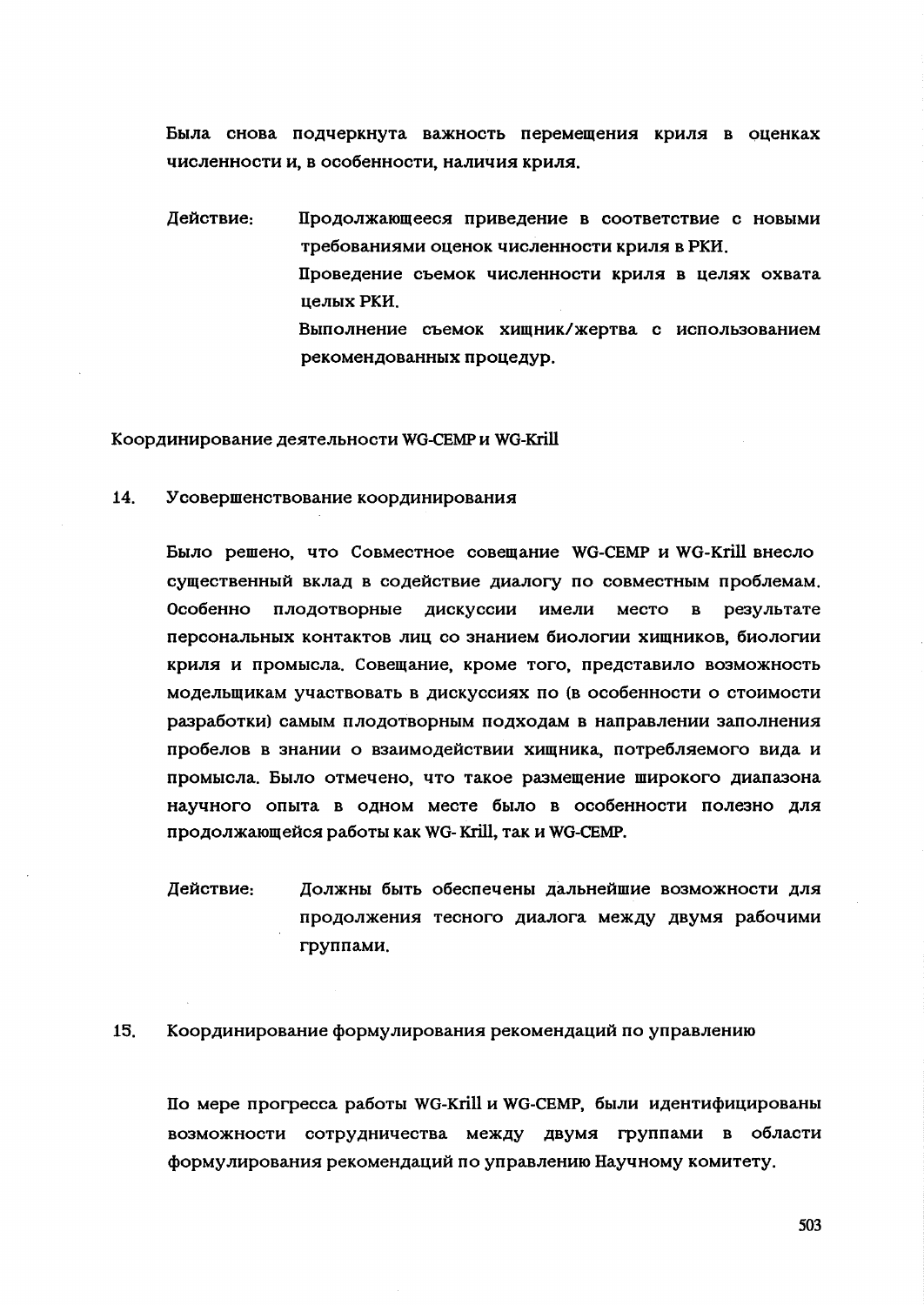Была снова подчеркнута важность перемещения криля в оценках численности и, в особенности, наличия криля.

Действие: Продолжающееся приведение в соответствие с новыми требованиями оценок численности криля в РКИ.

Проведение съемок численности криля в целях охвата целых РКИ.

Выполнение съемок хищник/жертва с использованием рекомендованных процедур.

## Координирование деятельности WG-CEMP и WG-Krill

### 14. Усовершенствование координирования

Было решено, что Совместное совещание WG-CEMP и WG-Krill внесло существенный вклад в содействие диалогу по совместным проблемам. Особенно плодотворные дискуссии имели место в результате персональных контактов лиц со знанием биологии хищников, биологии криля и промысла. Совещание, кроме того, представило возможность модельщикам участвовать в дискуссиях по (в особенности о стоимости разработки) самым плодотворным подходам в направлении заполнения пробелов в знании о взаимодействии хищника, потребляемого вида и промысла. Было отмечено, что такое размещение широкого диапазона научного опыта в одном месте было в особенности полезно для продолжающейся работы как WG- Krill, так и WG-CEMP.

Действие: Должны быть обеспечены дальнейшие возможности для продолжения тесного диалога между двумя рабочими группами.

### 15. Координирование формулирования рекомендаций по управлению

По мере прогресса работы WG-Krill и WG-CEMP, были идентифицированы возможности сотрудничества между двумя группами в области формулирования рекомендаций по управлению Научному комитету.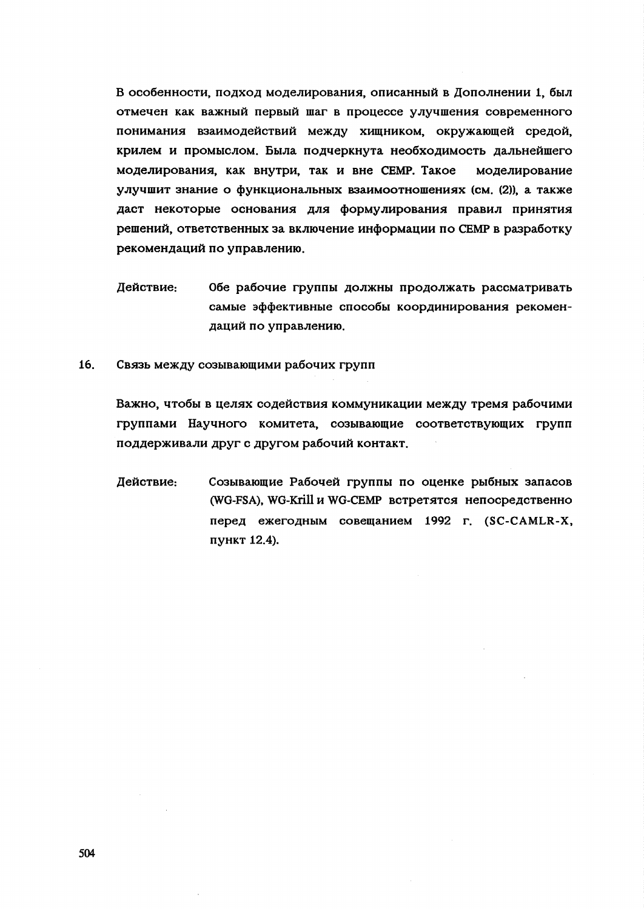В особенности, подход моделирования, описанный в Дополнении 1, был отмечен как важный первый шаг в процессе улучшения современного понимания взаимодействий между хищником, окружающей средой, крилем и промыслом. Была подчеркнута необходимость дальнейшего моделирования, как внутри, так и вне CEMP. Такое моделирование улучшит знание о функциональных взаимоотношениях (см. (2)), а также даст некоторые основания для формулирования правил принятия решений, ответственных за включение информации по CEMP в разработку рекомендаций по управлению.

Действие: Обе рабочие группы должны продолжать рассматривать самые эффективные способы координирования рекомендаций по управлению.

16. Связь между созывающими рабочих групп

Важно, чтобы в целях содействия коммуникации между тремя рабочими группами Научного комитета, созывающие соответствующих групп поддерживали друг с другом рабочий контакт.

Действие: Созывающие Рабочей группы по оценке рыбных запасов (WG-FSA), WG-Krill и WG-CEMP встретятся непосредственно перед ежегодным совещанием 1992 г. (SC-CAMLR-X, пункт 12.4).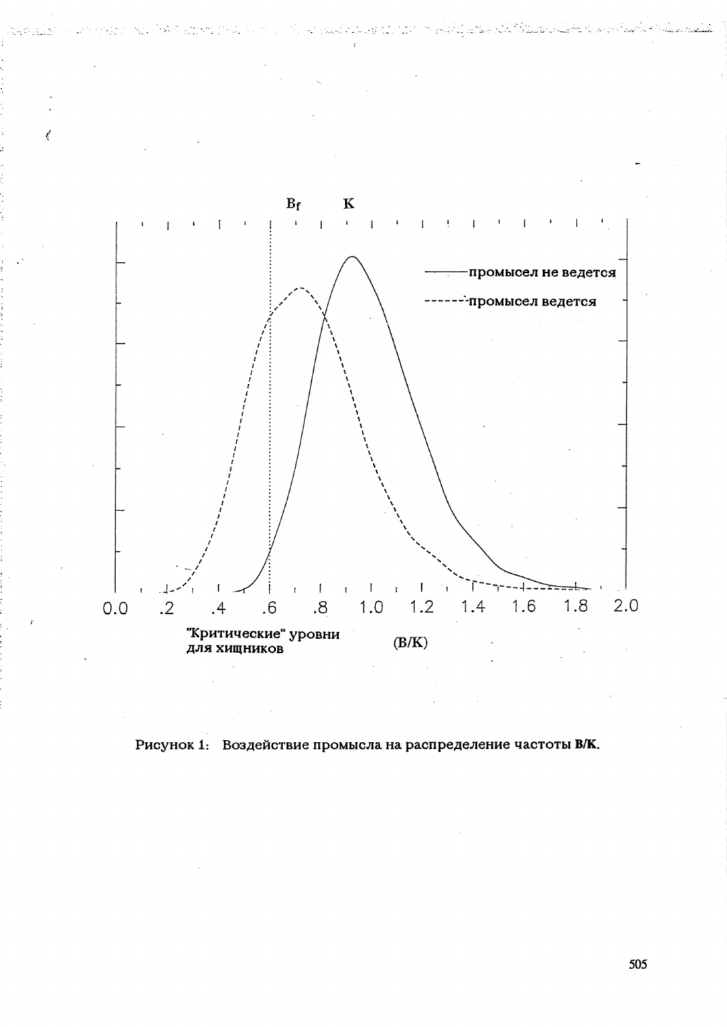$B_f$ K

промысел не ведется

промысел ведется

0.0 .2 .4 .6 .8 1.0 1.2 1.4 1.6 1.8 2.0

"Критические" уровни для хищников (B/K)

Рисунок 1: Воздействие промысла на распределение частоты **B/K**.